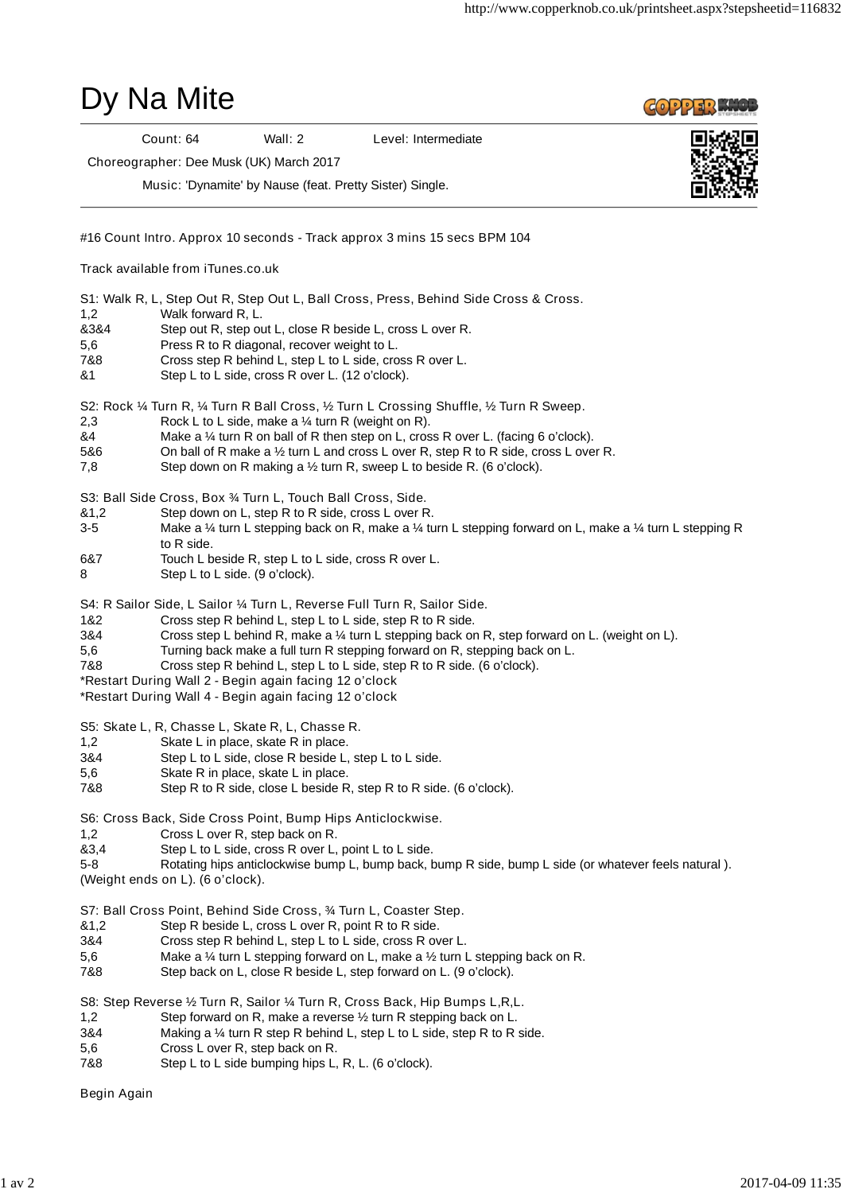# Dy Na Mite

Count: 64 | Wall: 2 | Level: Intermediate

Choreographer: Dee Musk (UK) March 2017

Music: 'Dynamite' by Nause (feat. Pretty Sister) Single.

#16 Count Intro. Approx 10 seconds - Track approx 3 mins 15 secs BPM 104

Track available from iTunes.co.uk

S1: Walk R, L, Step Out R, Step Out L, Ball Cross, Press, Behind Side Cross & Cross.

| | |
|---|---|
| 1,2 | Walk forward R, L. |
| &3&4 | Step out R, step out L, close R beside L, cross L over R. |
| 5,6 | Press R to R diagonal, recover weight to L. |
| 7&8 | Cross step R behind L, step L to L side, cross R over L. |
| &1 | Step L to L side, cross R over L. (12 o'clock). |

S2: Rock ¼ Turn R, ¼ Turn R Ball Cross, ½ Turn L Crossing Shuffle, ½ Turn R Sweep.

| | |
|---|---|
| 2,3 | Rock L to L side, make a ¼ turn R (weight on R). |
| &4 | Make a ¼ turn R on ball of R then step on L, cross R over L. (facing 6 o'clock). |
| 5&6 | On ball of R make a ½ turn L and cross L over R, step R to R side, cross L over R. |
| 7,8 | Step down on R making a ½ turn R, sweep L to beside R. (6 o'clock). |

S3: Ball Side Cross, Box ¾ Turn L, Touch Ball Cross, Side.

| | |
|---|---|
| &1,2 | Step down on L, step R to R side, cross L over R. |
| 3-5 | Make a ¼ turn L stepping back on R, make a ¼ turn L stepping forward on L, make a ¼ turn L stepping R to R side. |
| 6&7 | Touch L beside R, step L to L side, cross R over L. |
| 8 | Step L to L side. (9 o'clock). |

S4: R Sailor Side, L Sailor ¼ Turn L, Reverse Full Turn R, Sailor Side.

| | |
|---|---|
| 1&2 | Cross step R behind L, step L to L side, step R to R side. |
| 3&4 | Cross step L behind R, make a ¼ turn L stepping back on R, step forward on L. (weight on L). |
| 5,6 | Turning back make a full turn R stepping forward on R, stepping back on L. |
| 7&8 | Cross step R behind L, step L to L side, step R to R side. (6 o'clock). |

*Restart During Wall 2 - Begin again facing 12 o'clock
*Restart During Wall 4 - Begin again facing 12 o'clock

S5: Skate L, R, Chasse L, Skate R, L, Chasse R.

| | |
|---|---|
| 1,2 | Skate L in place, skate R in place. |
| 3&4 | Step L to L side, close R beside L, step L to L side. |
| 5,6 | Skate R in place, skate L in place. |
| 7&8 | Step R to R side, close L beside R, step R to R side. (6 o'clock). |

S6: Cross Back, Side Cross Point, Bump Hips Anticlockwise.

| | |
|---|---|
| 1,2 | Cross L over R, step back on R. |
| &3,4 | Step L to L side, cross R over L, point L to L side. |
| 5-8 | Rotating hips anticlockwise bump L, bump back, bump R side, bump L side (or whatever feels natural ). |

(Weight ends on L). (6 o'clock).

S7: Ball Cross Point, Behind Side Cross, ¾ Turn L, Coaster Step.

| | |
|---|---|
| &1,2 | Step R beside L, cross L over R, point R to R side. |
| 3&4 | Cross step R behind L, step L to L side, cross R over L. |
| 5,6 | Make a ¼ turn L stepping forward on L, make a ½ turn L stepping back on R. |
| 7&8 | Step back on L, close R beside L, step forward on L. (9 o'clock). |

S8: Step Reverse ½ Turn R, Sailor ¼ Turn R, Cross Back, Hip Bumps L,R,L.

| | |
|---|---|
| 1,2 | Step forward on R, make a reverse ½ turn R stepping back on L. |
| 3&4 | Making a ¼ turn R step R behind L, step L to L side, step R to R side. |
| 5,6 | Cross L over R, step back on R. |
| 7&8 | Step L to L side bumping hips L, R, L. (6 o'clock). |

Begin Again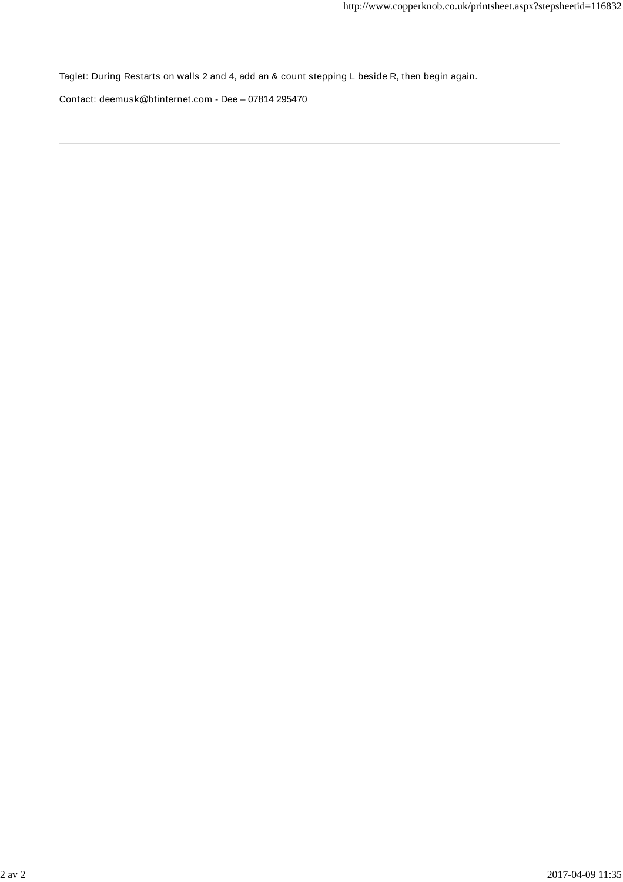Taglet: During Restarts on walls 2 and 4, add an & count stepping L beside R, then begin again.

Contact: deemusk@btinternet.com - Dee – 07814 295470

---